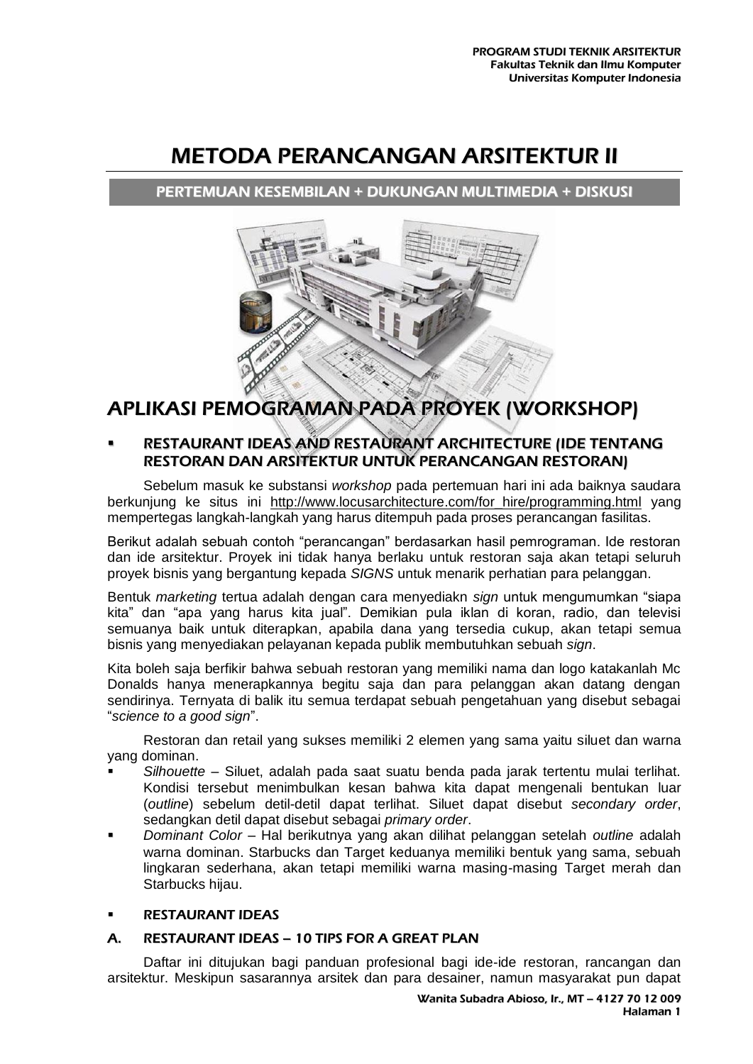# METODA PERANCANGAN ARSITEKTUR II

**PERTEMUAN KESEMBILAN + DUKUNGAN MULTIMEDIA + DISKUSI**

## APLIKASI PEMOGRAMAN PADA PROYEK (WORKSHOP)

- **RESTAURANT IDEAS AND RESTAURANT ARCHITECTURE (IDE TENTANG RESTORAN DAN ARSITEKTUR UNTUK PERANCANGAN RESTORAN)**

Sebelum masuk ke substansi *workshop* pada pertemuan hari ini ada baiknya saudara berkunjung ke situs ini http://www.locusarchitecture.com/for_hire/programming.html yang mempertegas langkah-langkah yang harus ditempuh pada proses perancangan fasilitas.

Berikut adalah sebuah contoh "perancangan" berdasarkan hasil pemrograman. Ide restoran dan ide arsitektur. Proyek ini tidak hanya berlaku untuk restoran saja akan tetapi seluruh proyek bisnis yang bergantung kepada *SIGNS* untuk menarik perhatian para pelanggan.

Bentuk *marketing* tertua adalah dengan cara menyediakn *sign* untuk mengumumkan "siapa kita" dan "apa yang harus kita jual". Demikian pula iklan di koran, radio, dan televisi semuanya baik untuk diterapkan, apabila dana yang tersedia cukup, akan tetapi semua bisnis yang menyediakan pelayanan kepada publik membutuhkan sebuah *sign*.

Kita boleh saja berfikir bahwa sebuah restoran yang memiliki nama dan logo katakanlah Mc Donalds hanya menerapkannya begitu saja dan para pelanggan akan datang dengan sendirinya. Ternyata di balik itu semua terdapat sebuah pengetahuan yang disebut sebagai "*science to a good sign*".

Restoran dan retail yang sukses memiliki 2 elemen yang sama yaitu siluet dan warna yang dominan.

- *Silhouette* – Siluet, adalah pada saat suatu benda pada jarak tertentu mulai terlihat. Kondisi tersebut menimbulkan kesan bahwa kita dapat mengenali bentukan luar (*outline*) sebelum detil-detil dapat terlihat. Siluet dapat disebut *secondary order*, sedangkan detil dapat disebut sebagai *primary order*.
- *Dominant Color* – Hal berikutnya yang akan dilihat pelanggan setelah *outline* adalah warna dominan. Starbucks dan Target keduanya memiliki bentuk yang sama, sebuah lingkaran sederhana, akan tetapi memiliki warna masing-masing Target merah dan Starbucks hijau.

- **RESTAURANT IDEAS**

### A. RESTAURANT IDEAS – 10 TIPS FOR A GREAT PLAN

Daftar ini ditujukan bagi panduan profesional bagi ide-ide restoran, rancangan dan arsitektur. Meskipun sasarannya arsitek dan para desainer, namun masyarakat pun dapat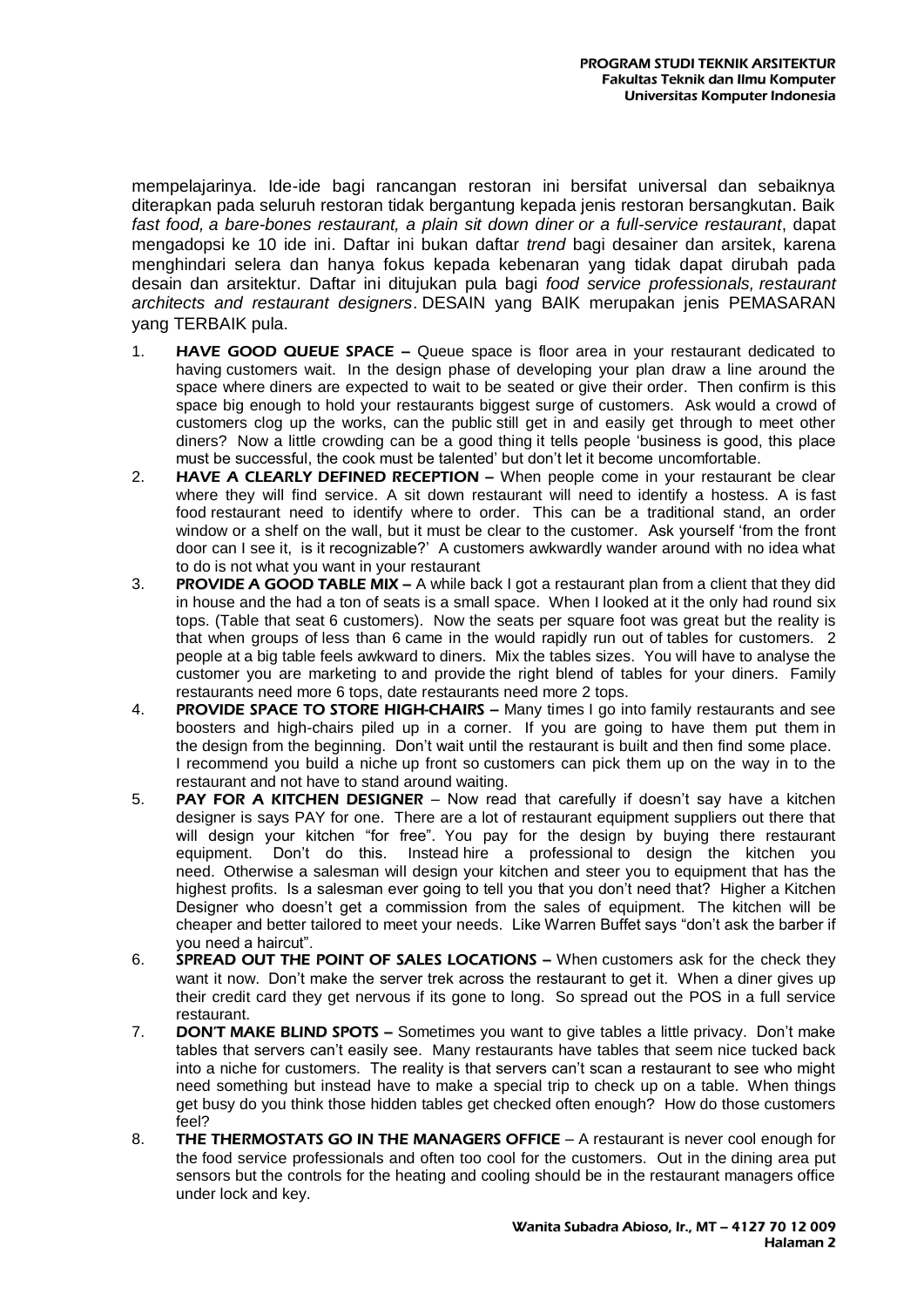mempelajarinya. Ide-ide bagi rancangan restoran ini bersifat universal dan sebaiknya diterapkan pada seluruh restoran tidak bergantung kepada jenis restoran bersangkutan. Baik *fast food, a bare-bones restaurant, a plain sit down diner or a full-service restaurant*, dapat mengadopsi ke 10 ide ini. Daftar ini bukan daftar *trend* bagi desainer dan arsitek, karena menghindari selera dan hanya fokus kepada kebenaran yang tidak dapat dirubah pada desain dan arsitektur. Daftar ini ditujukan pula bagi *food service professionals, restaurant architects and restaurant designers*. DESAIN yang BAIK merupakan jenis PEMASARAN yang TERBAIK pula.

1. **HAVE GOOD QUEUE SPACE –** Queue space is floor area in your restaurant dedicated to having customers wait. In the design phase of developing your plan draw a line around the space where diners are expected to wait to be seated or give their order. Then confirm is this space big enough to hold your restaurants biggest surge of customers. Ask would a crowd of customers clog up the works, can the public still get in and easily get through to meet other diners? Now a little crowding can be a good thing it tells people 'business is good, this place must be successful, the cook must be talented' but don't let it become uncomfortable.
2. **HAVE A CLEARLY DEFINED RECEPTION –** When people come in your restaurant be clear where they will find service. A sit down restaurant will need to identify a hostess. A is fast food restaurant need to identify where to order. This can be a traditional stand, an order window or a shelf on the wall, but it must be clear to the customer. Ask yourself 'from the front door can I see it, is it recognizable?' A customers awkwardly wander around with no idea what to do is not what you want in your restaurant
3. **PROVIDE A GOOD TABLE MIX –** A while back I got a restaurant plan from a client that they did in house and the had a ton of seats is a small space. When I looked at it the only had round six tops. (Table that seat 6 customers). Now the seats per square foot was great but the reality is that when groups of less than 6 came in the would rapidly run out of tables for customers. 2 people at a big table feels awkward to diners. Mix the tables sizes. You will have to analyse the customer you are marketing to and provide the right blend of tables for your diners. Family restaurants need more 6 tops, date restaurants need more 2 tops.
4. **PROVIDE SPACE TO STORE HIGH-CHAIRS –** Many times I go into family restaurants and see boosters and high-chairs piled up in a corner. If you are going to have them put them in the design from the beginning. Don't wait until the restaurant is built and then find some place. I recommend you build a niche up front so customers can pick them up on the way in to the restaurant and not have to stand around waiting.
5. **PAY FOR A KITCHEN DESIGNER** – Now read that carefully if doesn't say have a kitchen designer is says PAY for one. There are a lot of restaurant equipment suppliers out there that will design your kitchen "for free". You pay for the design by buying there restaurant equipment. Don't do this. Instead hire a professional to design the kitchen you need. Otherwise a salesman will design your kitchen and steer you to equipment that has the highest profits. Is a salesman ever going to tell you that you don't need that? Higher a Kitchen Designer who doesn't get a commission from the sales of equipment. The kitchen will be cheaper and better tailored to meet your needs. Like Warren Buffet says "don't ask the barber if you need a haircut".
6. **SPREAD OUT THE POINT OF SALES LOCATIONS –** When customers ask for the check they want it now. Don't make the server trek across the restaurant to get it. When a diner gives up their credit card they get nervous if its gone to long. So spread out the POS in a full service restaurant.
7. **DON'T MAKE BLIND SPOTS –** Sometimes you want to give tables a little privacy. Don't make tables that servers can't easily see. Many restaurants have tables that seem nice tucked back into a niche for customers. The reality is that servers can't scan a restaurant to see who might need something but instead have to make a special trip to check up on a table. When things get busy do you think those hidden tables get checked often enough? How do those customers feel?
8. **THE THERMOSTATS GO IN THE MANAGERS OFFICE** – A restaurant is never cool enough for the food service professionals and often too cool for the customers. Out in the dining area put sensors but the controls for the heating and cooling should be in the restaurant managers office under lock and key.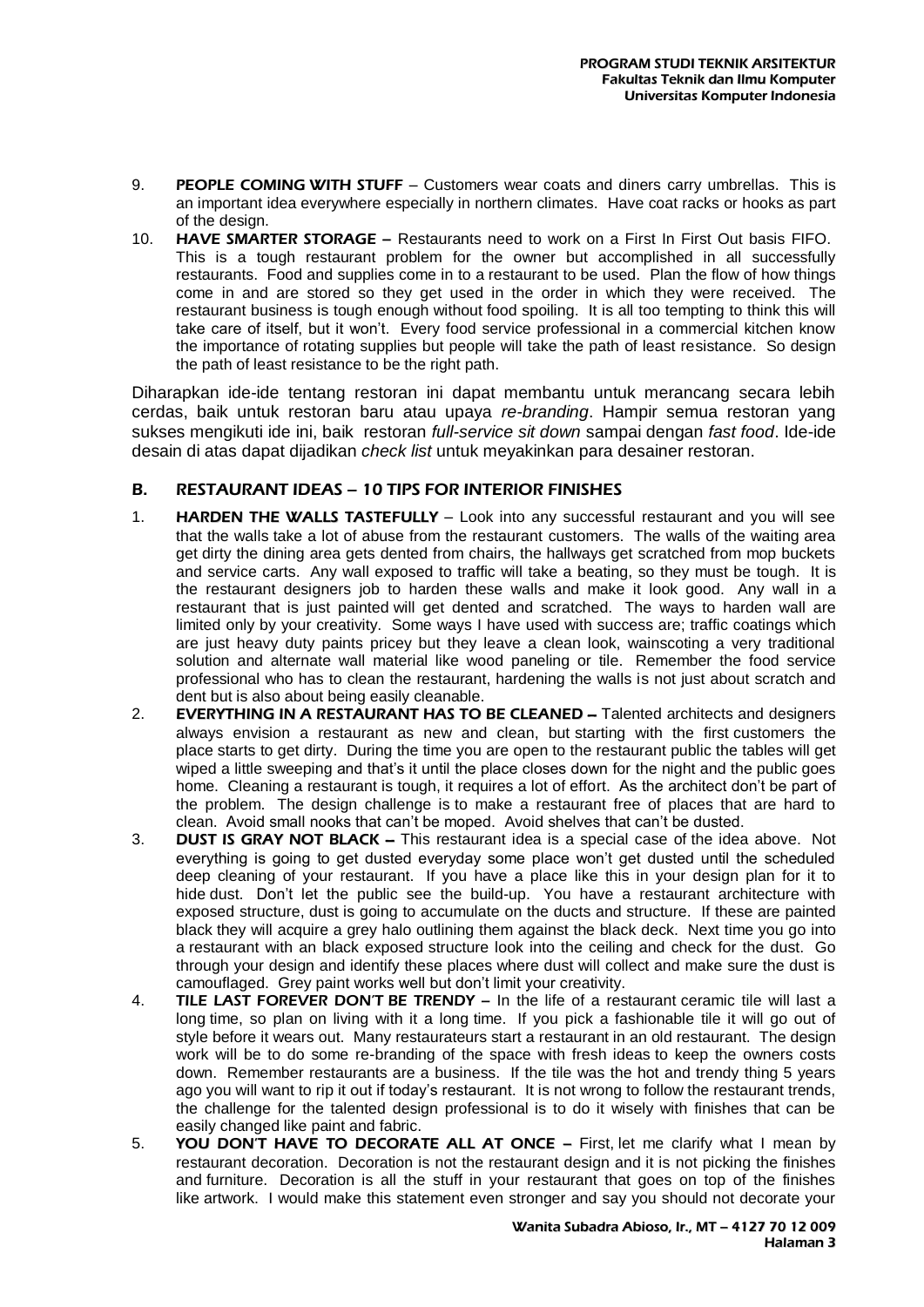9. **PEOPLE COMING WITH STUFF** – Customers wear coats and diners carry umbrellas. This is an important idea everywhere especially in northern climates. Have coat racks or hooks as part of the design.
10. **HAVE SMARTER STORAGE** – Restaurants need to work on a First In First Out basis FIFO. This is a tough restaurant problem for the owner but accomplished in all successfully restaurants. Food and supplies come in to a restaurant to be used. Plan the flow of how things come in and are stored so they get used in the order in which they were received. The restaurant business is tough enough without food spoiling. It is all too tempting to think this will take care of itself, but it won't. Every food service professional in a commercial kitchen know the importance of rotating supplies but people will take the path of least resistance. So design the path of least resistance to be the right path.

Diharapkan ide-ide tentang restoran ini dapat membantu untuk merancang secara lebih cerdas, baik untuk restoran baru atau upaya *re-branding*. Hampir semua restoran yang sukses mengikuti ide ini, baik restoran *full-service sit down* sampai dengan *fast food*. Ide-ide desain di atas dapat dijadikan *check list* untuk meyakinkan para desainer restoran.

## B. RESTAURANT IDEAS – 10 TIPS FOR INTERIOR FINISHES

1. **HARDEN THE WALLS TASTEFULLY** – Look into any successful restaurant and you will see that the walls take a lot of abuse from the restaurant customers. The walls of the waiting area get dirty the dining area gets dented from chairs, the hallways get scratched from mop buckets and service carts. Any wall exposed to traffic will take a beating, so they must be tough. It is the restaurant designers job to harden these walls and make it look good. Any wall in a restaurant that is just painted will get dented and scratched. The ways to harden wall are limited only by your creativity. Some ways I have used with success are; traffic coatings which are just heavy duty paints pricey but they leave a clean look, wainscoting a very traditional solution and alternate wall material like wood paneling or tile. Remember the food service professional who has to clean the restaurant, hardening the walls is not just about scratch and dent but is also about being easily cleanable.
2. **EVERYTHING IN A RESTAURANT HAS TO BE CLEANED** – Talented architects and designers always envision a restaurant as new and clean, but starting with the first customers the place starts to get dirty. During the time you are open to the restaurant public the tables will get wiped a little sweeping and that's it until the place closes down for the night and the public goes home. Cleaning a restaurant is tough, it requires a lot of effort. As the architect don't be part of the problem. The design challenge is to make a restaurant free of places that are hard to clean. Avoid small nooks that can't be moped. Avoid shelves that can't be dusted.
3. **DUST IS GRAY NOT BLACK** – This restaurant idea is a special case of the idea above. Not everything is going to get dusted everyday some place won't get dusted until the scheduled deep cleaning of your restaurant. If you have a place like this in your design plan for it to hide dust. Don't let the public see the build-up. You have a restaurant architecture with exposed structure, dust is going to accumulate on the ducts and structure. If these are painted black they will acquire a grey halo outlining them against the black deck. Next time you go into a restaurant with an black exposed structure look into the ceiling and check for the dust. Go through your design and identify these places where dust will collect and make sure the dust is camouflaged. Grey paint works well but don't limit your creativity.
4. **TILE LAST FOREVER DON'T BE TRENDY** – In the life of a restaurant ceramic tile will last a long time, so plan on living with it a long time. If you pick a fashionable tile it will go out of style before it wears out. Many restaurateurs start a restaurant in an old restaurant. The design work will be to do some re-branding of the space with fresh ideas to keep the owners costs down. Remember restaurants are a business. If the tile was the hot and trendy thing 5 years ago you will want to rip it out if today's restaurant. It is not wrong to follow the restaurant trends, the challenge for the talented design professional is to do it wisely with finishes that can be easily changed like paint and fabric.
5. **YOU DON'T HAVE TO DECORATE ALL AT ONCE** – First, let me clarify what I mean by restaurant decoration. Decoration is not the restaurant design and it is not picking the finishes and furniture. Decoration is all the stuff in your restaurant that goes on top of the finishes like artwork. I would make this statement even stronger and say you should not decorate your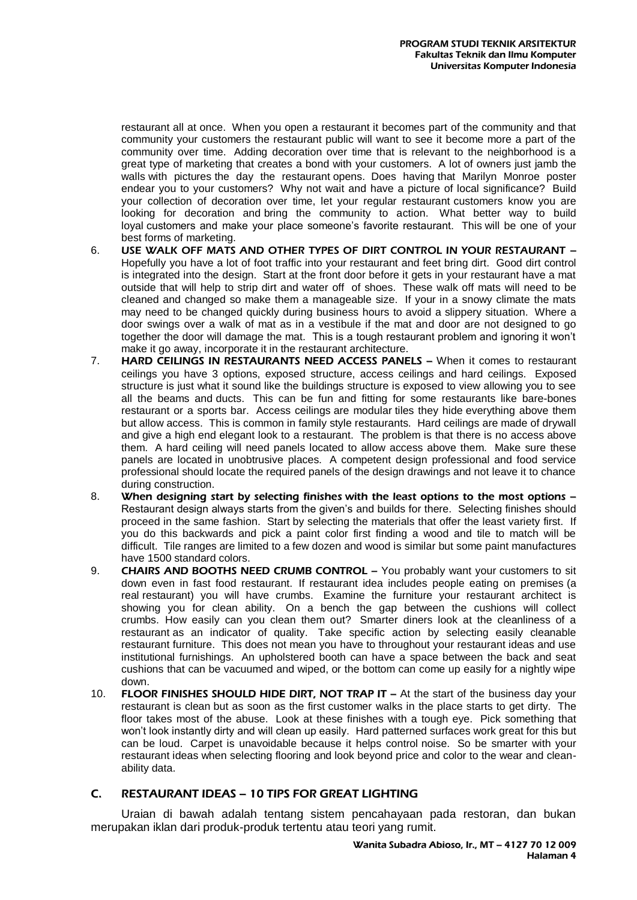restaurant all at once. When you open a restaurant it becomes part of the community and that community your customers the restaurant public will want to see it become more a part of the community over time. Adding decoration over time that is relevant to the neighborhood is a great type of marketing that creates a bond with your customers. A lot of owners just jamb the walls with pictures the day the restaurant opens. Does having that Marilyn Monroe poster endear you to your customers? Why not wait and have a picture of local significance? Build your collection of decoration over time, let your regular restaurant customers know you are looking for decoration and bring the community to action. What better way to build loyal customers and make your place someone's favorite restaurant. This will be one of your best forms of marketing.

6. **USE WALK OFF MATS AND OTHER TYPES OF DIRT CONTROL IN YOUR RESTAURANT –** Hopefully you have a lot of foot traffic into your restaurant and feet bring dirt. Good dirt control is integrated into the design. Start at the front door before it gets in your restaurant have a mat outside that will help to strip dirt and water off of shoes. These walk off mats will need to be cleaned and changed so make them a manageable size. If your in a snowy climate the mats may need to be changed quickly during business hours to avoid a slippery situation. Where a door swings over a walk of mat as in a vestibule if the mat and door are not designed to go together the door will damage the mat. This is a tough restaurant problem and ignoring it won't make it go away, incorporate it in the restaurant architecture.
7. **HARD CEILINGS IN RESTAURANTS NEED ACCESS PANELS –** When it comes to restaurant ceilings you have 3 options, exposed structure, access ceilings and hard ceilings. Exposed structure is just what it sound like the buildings structure is exposed to view allowing you to see all the beams and ducts. This can be fun and fitting for some restaurants like bare-bones restaurant or a sports bar. Access ceilings are modular tiles they hide everything above them but allow access. This is common in family style restaurants. Hard ceilings are made of drywall and give a high end elegant look to a restaurant. The problem is that there is no access above them. A hard ceiling will need panels located to allow access above them. Make sure these panels are located in unobtrusive places. A competent design professional and food service professional should locate the required panels of the design drawings and not leave it to chance during construction.
8. **When designing start by selecting finishes with the least options to the most options –** Restaurant design always starts from the given's and builds for there. Selecting finishes should proceed in the same fashion. Start by selecting the materials that offer the least variety first. If you do this backwards and pick a paint color first finding a wood and tile to match will be difficult. Tile ranges are limited to a few dozen and wood is similar but some paint manufactures have 1500 standard colors.
9. **CHAIRS AND BOOTHS NEED CRUMB CONTROL –** You probably want your customers to sit down even in fast food restaurant. If restaurant idea includes people eating on premises (a real restaurant) you will have crumbs. Examine the furniture your restaurant architect is showing you for clean ability. On a bench the gap between the cushions will collect crumbs. How easily can you clean them out? Smarter diners look at the cleanliness of a restaurant as an indicator of quality. Take specific action by selecting easily cleanable restaurant furniture. This does not mean you have to throughout your restaurant ideas and use institutional furnishings. An upholstered booth can have a space between the back and seat cushions that can be vacuumed and wiped, or the bottom can come up easily for a nightly wipe down.
10. **FLOOR FINISHES SHOULD HIDE DIRT, NOT TRAP IT –** At the start of the business day your restaurant is clean but as soon as the first customer walks in the place starts to get dirty. The floor takes most of the abuse. Look at these finishes with a tough eye. Pick something that won't look instantly dirty and will clean up easily. Hard patterned surfaces work great for this but can be loud. Carpet is unavoidable because it helps control noise. So be smarter with your restaurant ideas when selecting flooring and look beyond price and color to the wear and clean-ability data.

## C. RESTAURANT IDEAS – 10 TIPS FOR GREAT LIGHTING

Uraian di bawah adalah tentang sistem pencahayaan pada restoran, dan bukan merupakan iklan dari produk-produk tertentu atau teori yang rumit.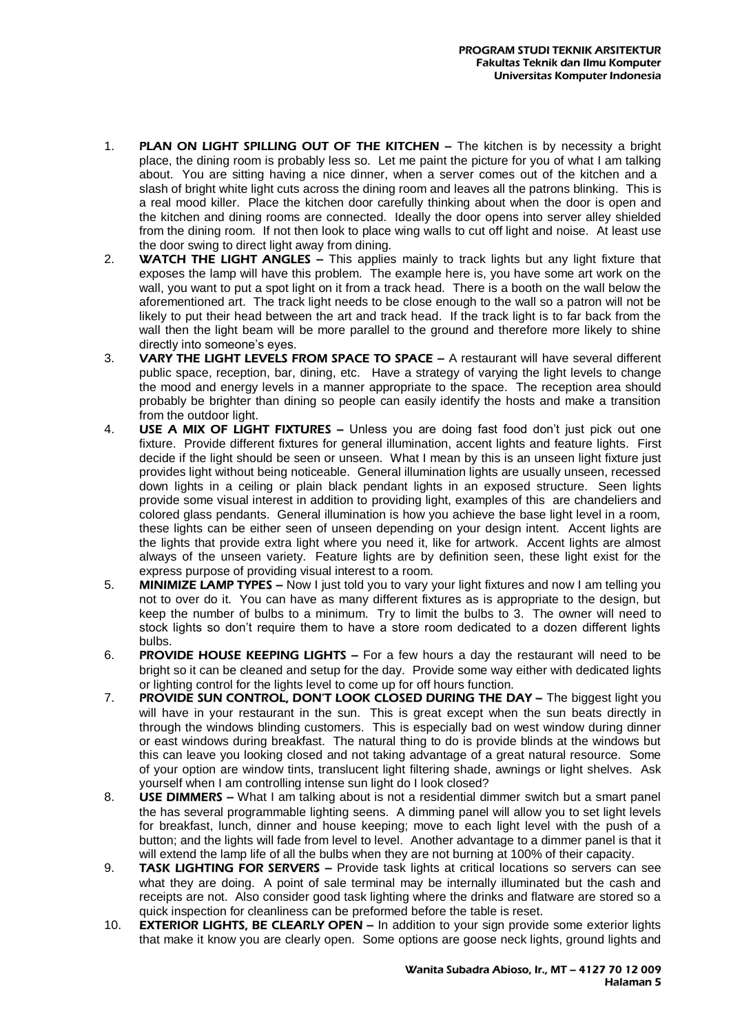1. **PLAN ON LIGHT SPILLING OUT OF THE KITCHEN –** The kitchen is by necessity a bright place, the dining room is probably less so. Let me paint the picture for you of what I am talking about. You are sitting having a nice dinner, when a server comes out of the kitchen and a slash of bright white light cuts across the dining room and leaves all the patrons blinking. This is a real mood killer. Place the kitchen door carefully thinking about when the door is open and the kitchen and dining rooms are connected. Ideally the door opens into server alley shielded from the dining room. If not then look to place wing walls to cut off light and noise. At least use the door swing to direct light away from dining.
2. **WATCH THE LIGHT ANGLES –** This applies mainly to track lights but any light fixture that exposes the lamp will have this problem. The example here is, you have some art work on the wall, you want to put a spot light on it from a track head. There is a booth on the wall below the aforementioned art. The track light needs to be close enough to the wall so a patron will not be likely to put their head between the art and track head. If the track light is to far back from the wall then the light beam will be more parallel to the ground and therefore more likely to shine directly into someone's eyes.
3. **VARY THE LIGHT LEVELS FROM SPACE TO SPACE –** A restaurant will have several different public space, reception, bar, dining, etc. Have a strategy of varying the light levels to change the mood and energy levels in a manner appropriate to the space. The reception area should probably be brighter than dining so people can easily identify the hosts and make a transition from the outdoor light.
4. **USE A MIX OF LIGHT FIXTURES –** Unless you are doing fast food don't just pick out one fixture. Provide different fixtures for general illumination, accent lights and feature lights. First decide if the light should be seen or unseen. What I mean by this is an unseen light fixture just provides light without being noticeable. General illumination lights are usually unseen, recessed down lights in a ceiling or plain black pendant lights in an exposed structure. Seen lights provide some visual interest in addition to providing light, examples of this are chandeliers and colored glass pendants. General illumination is how you achieve the base light level in a room, these lights can be either seen of unseen depending on your design intent. Accent lights are the lights that provide extra light where you need it, like for artwork. Accent lights are almost always of the unseen variety. Feature lights are by definition seen, these light exist for the express purpose of providing visual interest to a room.
5. **MINIMIZE LAMP TYPES –** Now I just told you to vary your light fixtures and now I am telling you not to over do it. You can have as many different fixtures as is appropriate to the design, but keep the number of bulbs to a minimum. Try to limit the bulbs to 3. The owner will need to stock lights so don't require them to have a store room dedicated to a dozen different lights bulbs.
6. **PROVIDE HOUSE KEEPING LIGHTS –** For a few hours a day the restaurant will need to be bright so it can be cleaned and setup for the day. Provide some way either with dedicated lights or lighting control for the lights level to come up for off hours function.
7. **PROVIDE SUN CONTROL, DON'T LOOK CLOSED DURING THE DAY –** The biggest light you will have in your restaurant in the sun. This is great except when the sun beats directly in through the windows blinding customers. This is especially bad on west window during dinner or east windows during breakfast. The natural thing to do is provide blinds at the windows but this can leave you looking closed and not taking advantage of a great natural resource. Some of your option are window tints, translucent light filtering shade, awnings or light shelves. Ask yourself when I am controlling intense sun light do I look closed?
8. **USE DIMMERS –** What I am talking about is not a residential dimmer switch but a smart panel the has several programmable lighting seens. A dimming panel will allow you to set light levels for breakfast, lunch, dinner and house keeping; move to each light level with the push of a button; and the lights will fade from level to level. Another advantage to a dimmer panel is that it will extend the lamp life of all the bulbs when they are not burning at 100% of their capacity.
9. **TASK LIGHTING FOR SERVERS –** Provide task lights at critical locations so servers can see what they are doing. A point of sale terminal may be internally illuminated but the cash and receipts are not. Also consider good task lighting where the drinks and flatware are stored so a quick inspection for cleanliness can be preformed before the table is reset.
10. **EXTERIOR LIGHTS, BE CLEARLY OPEN –** In addition to your sign provide some exterior lights that make it know you are clearly open. Some options are goose neck lights, ground lights and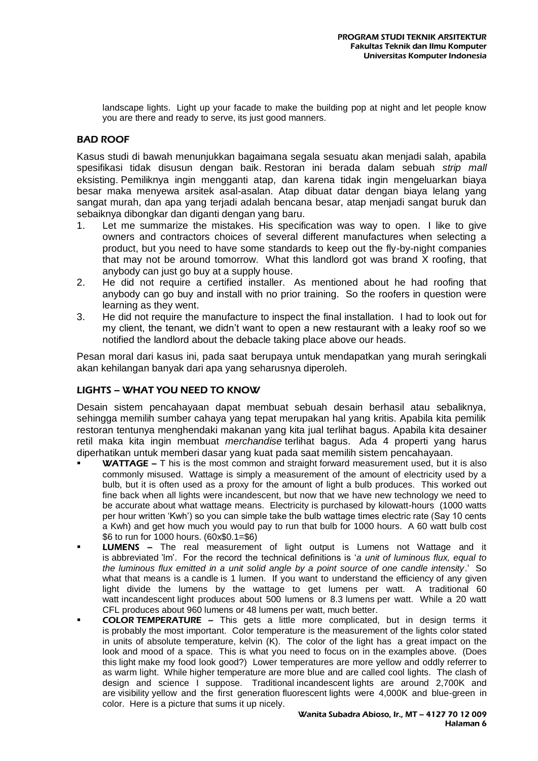landscape lights. Light up your facade to make the building pop at night and let people know you are there and ready to serve, its just good manners.

## BAD ROOF

Kasus studi di bawah menunjukkan bagaimana segala sesuatu akan menjadi salah, apabila spesifikasi tidak disusun dengan baik. Restoran ini berada dalam sebuah *strip mall* eksisting. Pemiliknya ingin mengganti atap, dan karena tidak ingin mengeluarkan biaya besar maka menyewa arsitek asal-asalan. Atap dibuat datar dengan biaya lelang yang sangat murah, dan apa yang terjadi adalah bencana besar, atap menjadi sangat buruk dan sebaiknya dibongkar dan diganti dengan yang baru.

1. Let me summarize the mistakes. His specification was way to open. I like to give owners and contractors choices of several different manufactures when selecting a product, but you need to have some standards to keep out the fly-by-night companies that may not be around tomorrow. What this landlord got was brand X roofing, that anybody can just go buy at a supply house.
2. He did not require a certified installer. As mentioned about he had roofing that anybody can go buy and install with no prior training. So the roofers in question were learning as they went.
3. He did not require the manufacture to inspect the final installation. I had to look out for my client, the tenant, we didn't want to open a new restaurant with a leaky roof so we notified the landlord about the debacle taking place above our heads.

Pesan moral dari kasus ini, pada saat berupaya untuk mendapatkan yang murah seringkali akan kehilangan banyak dari apa yang seharusnya diperoleh.

## LIGHTS – WHAT YOU NEED TO KNOW

Desain sistem pencahayaan dapat membuat sebuah desain berhasil atau sebaliknya, sehingga memilih sumber cahaya yang tepat merupakan hal yang kritis. Apabila kita pemilik restoran tentunya menghendaki makanan yang kita jual terlihat bagus. Apabila kita desainer retil maka kita ingin membuat *merchandise* terlihat bagus. Ada 4 properti yang harus diperhatikan untuk memberi dasar yang kuat pada saat memilih sistem pencahayaan.

- **WATTAGE –** T his is the most common and straight forward measurement used, but it is also commonly misused. Wattage is simply a measurement of the amount of electricity used by a bulb, but it is often used as a proxy for the amount of light a bulb produces. This worked out fine back when all lights were incandescent, but now that we have new technology we need to be accurate about what wattage means. Electricity is purchased by kilowatt-hours (1000 watts per hour written 'Kwh') so you can simple take the bulb wattage times electric rate (Say 10 cents a Kwh) and get how much you would pay to run that bulb for 1000 hours. A 60 watt bulb cost $6 to run for 1000 hours. (60x$0.1=$6)
- **LUMENS –** The real measurement of light output is Lumens not Wattage and it is abbreviated 'lm'. For the record the technical definitions is '*a unit of luminous flux, equal to the luminous flux emitted in a unit solid angle by a point source of one candle intensity*.' So what that means is a candle is 1 lumen. If you want to understand the efficiency of any given light divide the lumens by the wattage to get lumens per watt. A traditional 60 watt incandescent light produces about 500 lumens or 8.3 lumens per watt. While a 20 watt CFL produces about 960 lumens or 48 lumens per watt, much better.
- **COLOR TEMPERATURE –** This gets a little more complicated, but in design terms it is probably the most important. Color temperature is the measurement of the lights color stated in units of absolute temperature, kelvin (K). The color of the light has a great impact on the look and mood of a space. This is what you need to focus on in the examples above. (Does this light make my food look good?) Lower temperatures are more yellow and oddly referrer to as warm light. While higher temperature are more blue and are called cool lights. The clash of design and science I suppose. Traditional incandescent lights are around 2,700K and are visibility yellow and the first generation fluorescent lights were 4,000K and blue-green in color. Here is a picture that sums it up nicely.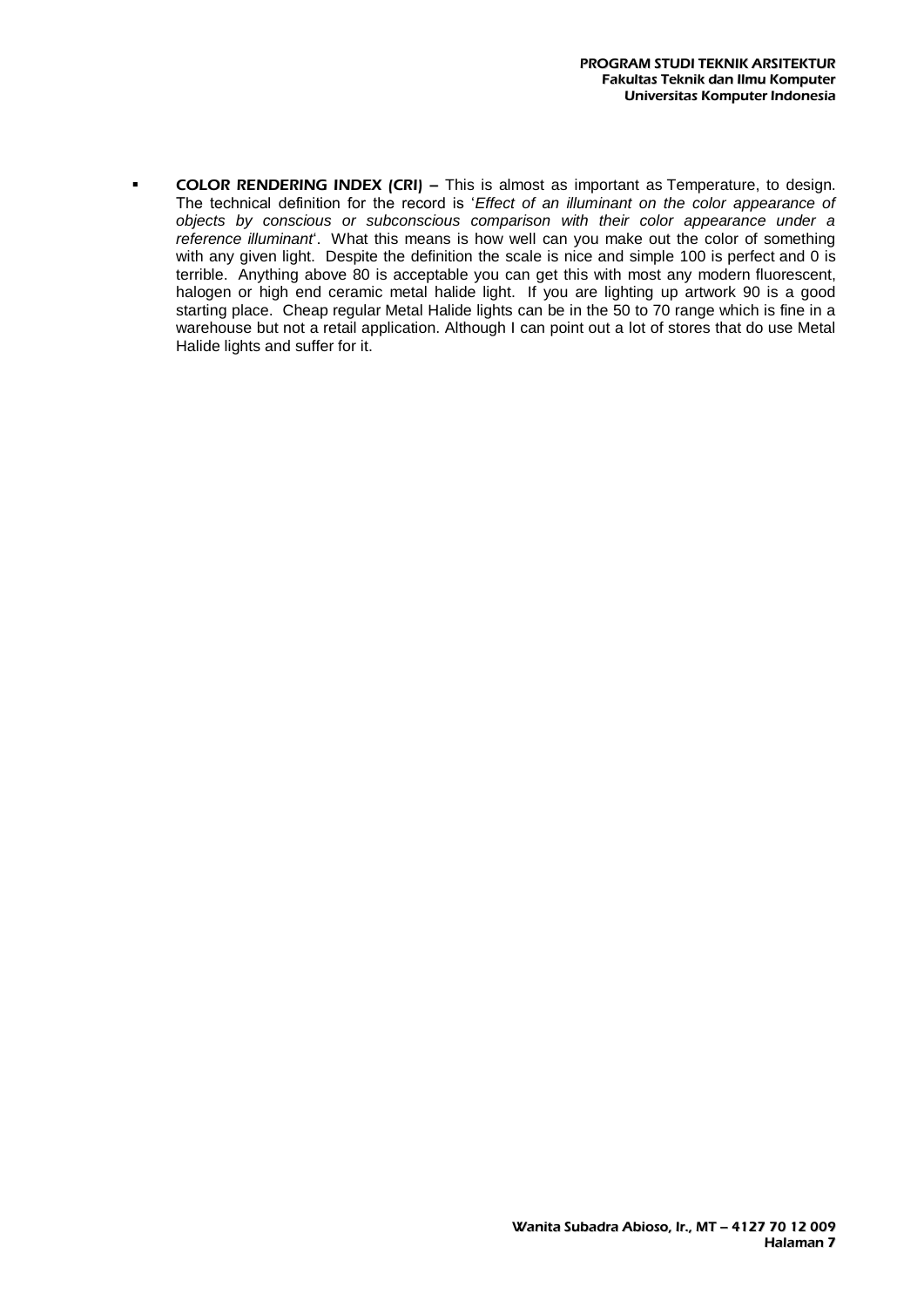- **COLOR RENDERING INDEX (CRI) –** This is almost as important as Temperature, to design. The technical definition for the record is '*Effect of an illuminant on the color appearance of objects by conscious or subconscious comparison with their color appearance under a reference illuminant*'. What this means is how well can you make out the color of something with any given light. Despite the definition the scale is nice and simple 100 is perfect and 0 is terrible. Anything above 80 is acceptable you can get this with most any modern fluorescent, halogen or high end ceramic metal halide light. If you are lighting up artwork 90 is a good starting place. Cheap regular Metal Halide lights can be in the 50 to 70 range which is fine in a warehouse but not a retail application. Although I can point out a lot of stores that do use Metal Halide lights and suffer for it.